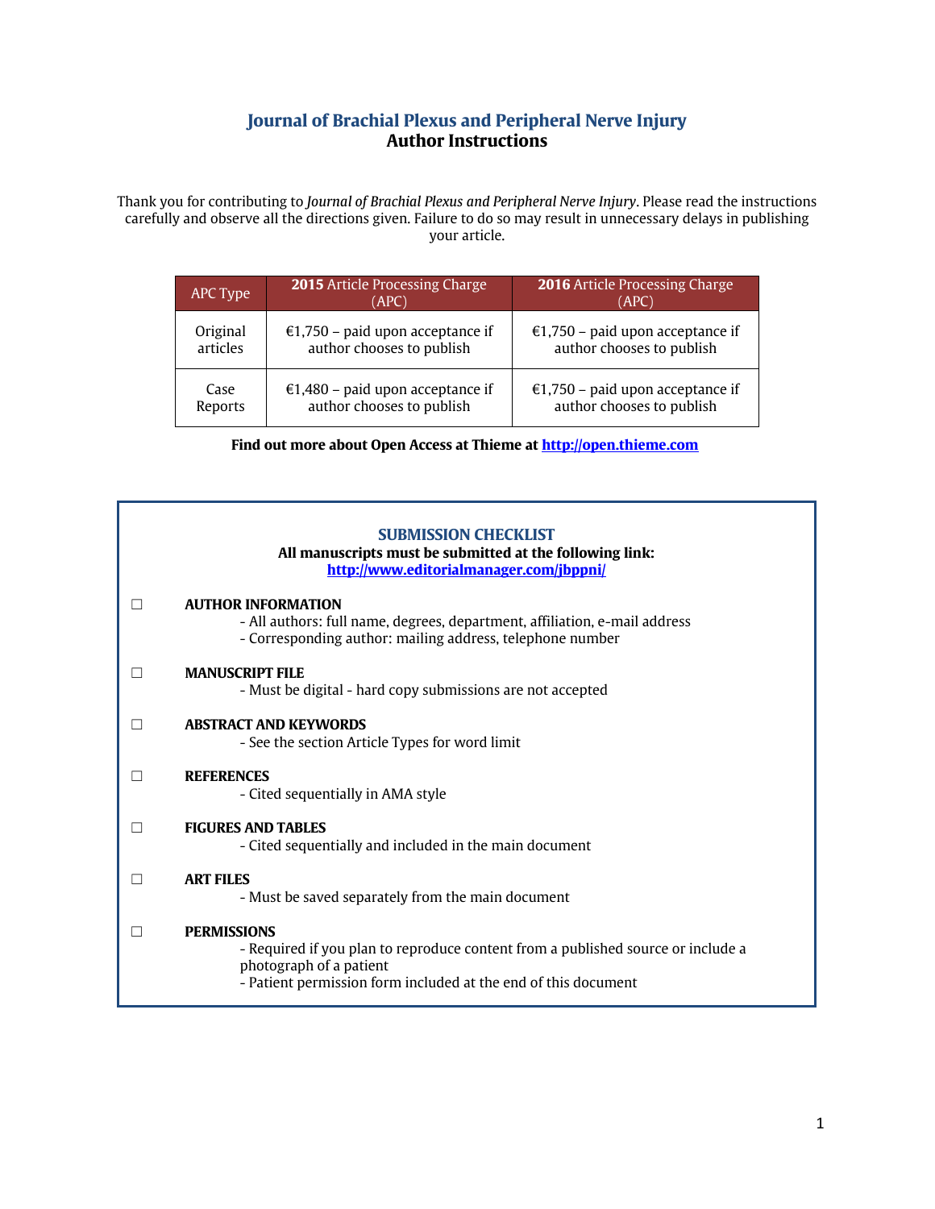# Journal of Brachial Plexus and Peripheral Nerve Injury
## Author Instructions

Thank you for contributing to *Journal of Brachial Plexus and Peripheral Nerve Injury*. Please read the instructions carefully and observe all the directions given. Failure to do so may result in unnecessary delays in publishing your article.

| APC Type | **2015** Article Processing Charge (APC) | **2016** Article Processing Charge (APC) |
|---|---|---|
| Original articles | €1,750 – paid upon acceptance if author chooses to publish | €1,750 – paid upon acceptance if author chooses to publish |
| Case Reports | €1,480 – paid upon acceptance if author chooses to publish | €1,750 – paid upon acceptance if author chooses to publish |

**Find out more about Open Access at Thieme at http://open.thieme.com**

### SUBMISSION CHECKLIST

**All manuscripts must be submitted at the following link:**
**http://www.editorialmanager.com/jbppni/**

☐ **AUTHOR INFORMATION**
- All authors: full name, degrees, department, affiliation, e-mail address
- Corresponding author: mailing address, telephone number

☐ **MANUSCRIPT FILE**
- Must be digital - hard copy submissions are not accepted

☐ **ABSTRACT AND KEYWORDS**
- See the section Article Types for word limit

☐ **REFERENCES**
- Cited sequentially in AMA style

☐ **FIGURES AND TABLES**
- Cited sequentially and included in the main document

☐ **ART FILES**
- Must be saved separately from the main document

☐ **PERMISSIONS**
- Required if you plan to reproduce content from a published source or include a photograph of a patient
- Patient permission form included at the end of this document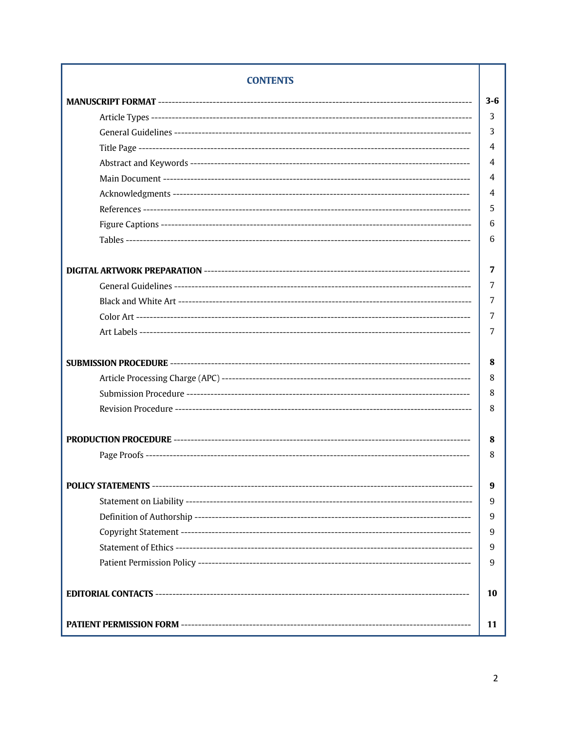## CONTENTS

| | |
|---|---|
| **MANUSCRIPT FORMAT** | **3-6** |
| Article Types | 3 |
| General Guidelines | 3 |
| Title Page | 4 |
| Abstract and Keywords | 4 |
| Main Document | 4 |
| Acknowledgments | 4 |
| References | 5 |
| Figure Captions | 6 |
| Tables | 6 |
| **DIGITAL ARTWORK PREPARATION** | **7** |
| General Guidelines | 7 |
| Black and White Art | 7 |
| Color Art | 7 |
| Art Labels | 7 |
| **SUBMISSION PROCEDURE** | **8** |
| Article Processing Charge (APC) | 8 |
| Submission Procedure | 8 |
| Revision Procedure | 8 |
| **PRODUCTION PROCEDURE** | **8** |
| Page Proofs | 8 |
| **POLICY STATEMENTS** | **9** |
| Statement on Liability | 9 |
| Definition of Authorship | 9 |
| Copyright Statement | 9 |
| Statement of Ethics | 9 |
| Patient Permission Policy | 9 |
| **EDITORIAL CONTACTS** | **10** |
| **PATIENT PERMISSION FORM** | **11** |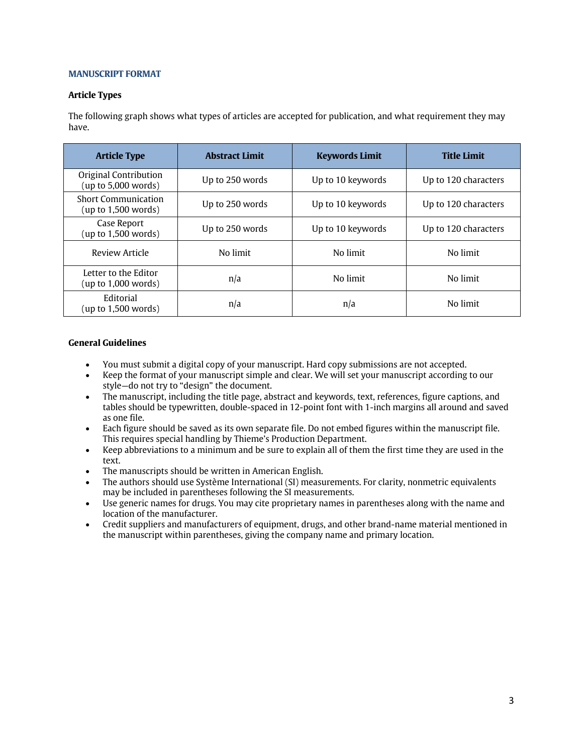## MANUSCRIPT FORMAT

### Article Types

The following graph shows what types of articles are accepted for publication, and what requirement they may have.

| Article Type | Abstract Limit | Keywords Limit | Title Limit |
|---|---|---|---|
| Original Contribution (up to 5,000 words) | Up to 250 words | Up to 10 keywords | Up to 120 characters |
| Short Communication (up to 1,500 words) | Up to 250 words | Up to 10 keywords | Up to 120 characters |
| Case Report (up to 1,500 words) | Up to 250 words | Up to 10 keywords | Up to 120 characters |
| Review Article | No limit | No limit | No limit |
| Letter to the Editor (up to 1,000 words) | n/a | No limit | No limit |
| Editorial (up to 1,500 words) | n/a | n/a | No limit |

### General Guidelines

- You must submit a digital copy of your manuscript. Hard copy submissions are not accepted.
- Keep the format of your manuscript simple and clear. We will set your manuscript according to our style—do not try to "design" the document.
- The manuscript, including the title page, abstract and keywords, text, references, figure captions, and tables should be typewritten, double-spaced in 12-point font with 1-inch margins all around and saved as one file.
- Each figure should be saved as its own separate file. Do not embed figures within the manuscript file. This requires special handling by Thieme's Production Department.
- Keep abbreviations to a minimum and be sure to explain all of them the first time they are used in the text.
- The manuscripts should be written in American English.
- The authors should use Système International (SI) measurements. For clarity, nonmetric equivalents may be included in parentheses following the SI measurements.
- Use generic names for drugs. You may cite proprietary names in parentheses along with the name and location of the manufacturer.
- Credit suppliers and manufacturers of equipment, drugs, and other brand-name material mentioned in the manuscript within parentheses, giving the company name and primary location.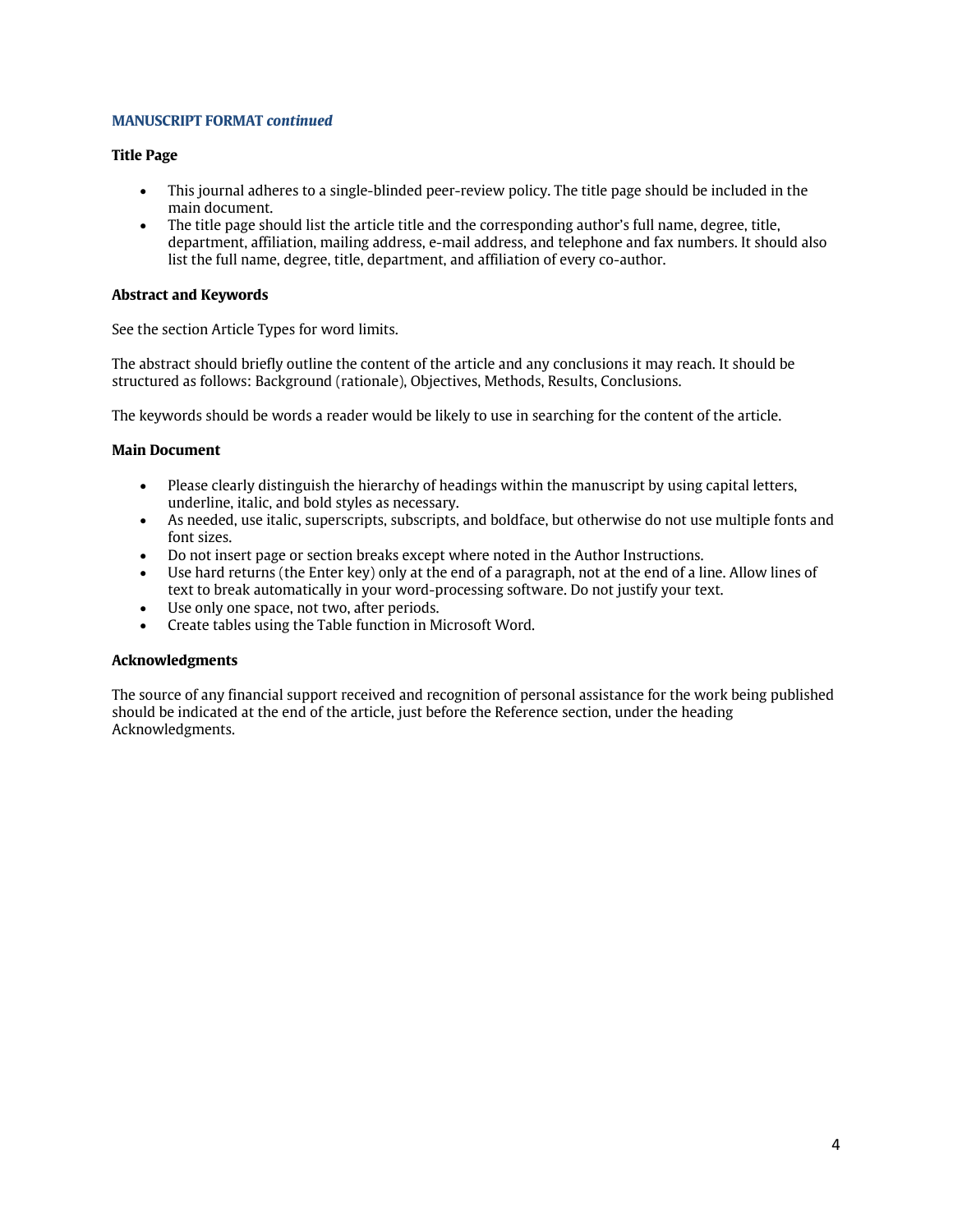## MANUSCRIPT FORMAT *continued*

### Title Page

- This journal adheres to a single-blinded peer-review policy. The title page should be included in the main document.
- The title page should list the article title and the corresponding author's full name, degree, title, department, affiliation, mailing address, e-mail address, and telephone and fax numbers. It should also list the full name, degree, title, department, and affiliation of every co-author.

### Abstract and Keywords

See the section Article Types for word limits.

The abstract should briefly outline the content of the article and any conclusions it may reach. It should be structured as follows: Background (rationale), Objectives, Methods, Results, Conclusions.

The keywords should be words a reader would be likely to use in searching for the content of the article.

### Main Document

- Please clearly distinguish the hierarchy of headings within the manuscript by using capital letters, underline, italic, and bold styles as necessary.
- As needed, use italic, superscripts, subscripts, and boldface, but otherwise do not use multiple fonts and font sizes.
- Do not insert page or section breaks except where noted in the Author Instructions.
- Use hard returns (the Enter key) only at the end of a paragraph, not at the end of a line. Allow lines of text to break automatically in your word-processing software. Do not justify your text.
- Use only one space, not two, after periods.
- Create tables using the Table function in Microsoft Word.

### Acknowledgments

The source of any financial support received and recognition of personal assistance for the work being published should be indicated at the end of the article, just before the Reference section, under the heading Acknowledgments.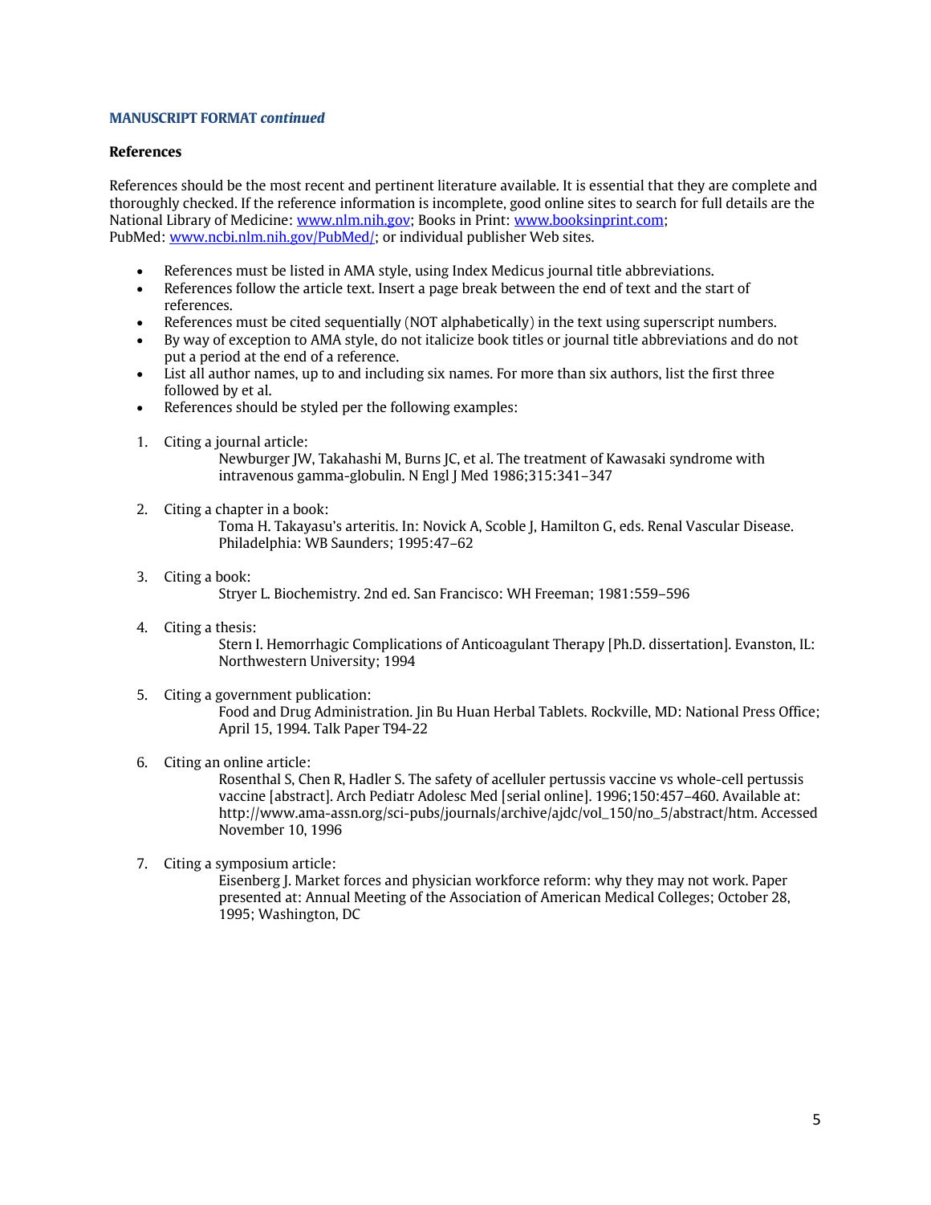**MANUSCRIPT FORMAT** ***continued***

### References

References should be the most recent and pertinent literature available. It is essential that they are complete and thoroughly checked. If the reference information is incomplete, good online sites to search for full details are the National Library of Medicine: www.nlm.nih.gov; Books in Print: www.booksinprint.com; PubMed: www.ncbi.nlm.nih.gov/PubMed/; or individual publisher Web sites.

- References must be listed in AMA style, using Index Medicus journal title abbreviations.
- References follow the article text. Insert a page break between the end of text and the start of references.
- References must be cited sequentially (NOT alphabetically) in the text using superscript numbers.
- By way of exception to AMA style, do not italicize book titles or journal title abbreviations and do not put a period at the end of a reference.
- List all author names, up to and including six names. For more than six authors, list the first three followed by et al.
- References should be styled per the following examples:

1. Citing a journal article:
   Newburger JW, Takahashi M, Burns JC, et al. The treatment of Kawasaki syndrome with intravenous gamma-globulin. N Engl J Med 1986;315:341–347

2. Citing a chapter in a book:
   Toma H. Takayasu's arteritis. In: Novick A, Scoble J, Hamilton G, eds. Renal Vascular Disease. Philadelphia: WB Saunders; 1995:47–62

3. Citing a book:
   Stryer L. Biochemistry. 2nd ed. San Francisco: WH Freeman; 1981:559–596

4. Citing a thesis:
   Stern I. Hemorrhagic Complications of Anticoagulant Therapy [Ph.D. dissertation]. Evanston, IL: Northwestern University; 1994

5. Citing a government publication:
   Food and Drug Administration. Jin Bu Huan Herbal Tablets. Rockville, MD: National Press Office; April 15, 1994. Talk Paper T94-22

6. Citing an online article:
   Rosenthal S, Chen R, Hadler S. The safety of acelluler pertussis vaccine vs whole-cell pertussis vaccine [abstract]. Arch Pediatr Adolesc Med [serial online]. 1996;150:457–460. Available at: http://www.ama-assn.org/sci-pubs/journals/archive/ajdc/vol_150/no_5/abstract/htm. Accessed November 10, 1996

7. Citing a symposium article:
   Eisenberg J. Market forces and physician workforce reform: why they may not work. Paper presented at: Annual Meeting of the Association of American Medical Colleges; October 28, 1995; Washington, DC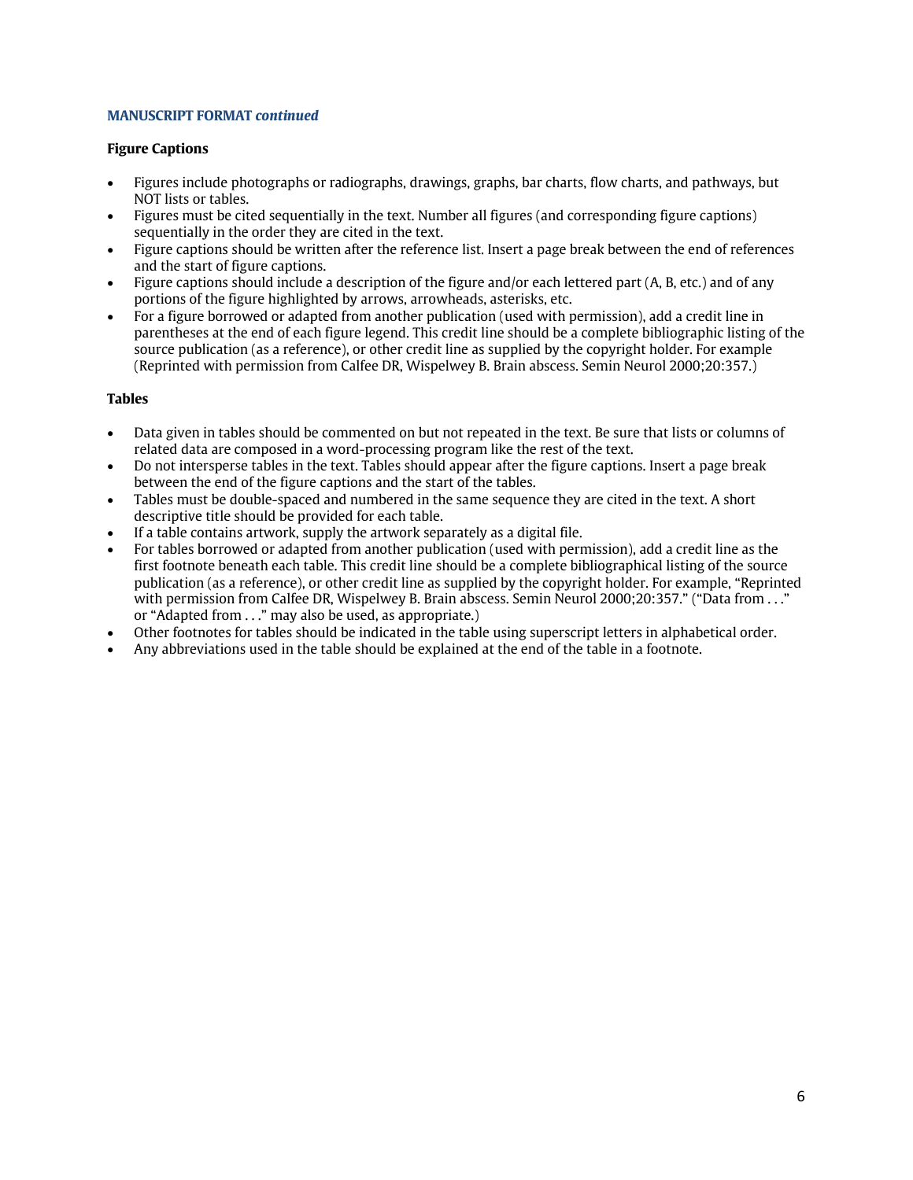**MANUSCRIPT FORMAT *continued***

**Figure Captions**

- Figures include photographs or radiographs, drawings, graphs, bar charts, flow charts, and pathways, but NOT lists or tables.
- Figures must be cited sequentially in the text. Number all figures (and corresponding figure captions) sequentially in the order they are cited in the text.
- Figure captions should be written after the reference list. Insert a page break between the end of references and the start of figure captions.
- Figure captions should include a description of the figure and/or each lettered part (A, B, etc.) and of any portions of the figure highlighted by arrows, arrowheads, asterisks, etc.
- For a figure borrowed or adapted from another publication (used with permission), add a credit line in parentheses at the end of each figure legend. This credit line should be a complete bibliographic listing of the source publication (as a reference), or other credit line as supplied by the copyright holder. For example (Reprinted with permission from Calfee DR, Wispelwey B. Brain abscess. Semin Neurol 2000;20:357.)

**Tables**

- Data given in tables should be commented on but not repeated in the text. Be sure that lists or columns of related data are composed in a word-processing program like the rest of the text.
- Do not intersperse tables in the text. Tables should appear after the figure captions. Insert a page break between the end of the figure captions and the start of the tables.
- Tables must be double-spaced and numbered in the same sequence they are cited in the text. A short descriptive title should be provided for each table.
- If a table contains artwork, supply the artwork separately as a digital file.
- For tables borrowed or adapted from another publication (used with permission), add a credit line as the first footnote beneath each table. This credit line should be a complete bibliographical listing of the source publication (as a reference), or other credit line as supplied by the copyright holder. For example, "Reprinted with permission from Calfee DR, Wispelwey B. Brain abscess. Semin Neurol 2000;20:357." ("Data from . . ." or "Adapted from . . ." may also be used, as appropriate.)
- Other footnotes for tables should be indicated in the table using superscript letters in alphabetical order.
- Any abbreviations used in the table should be explained at the end of the table in a footnote.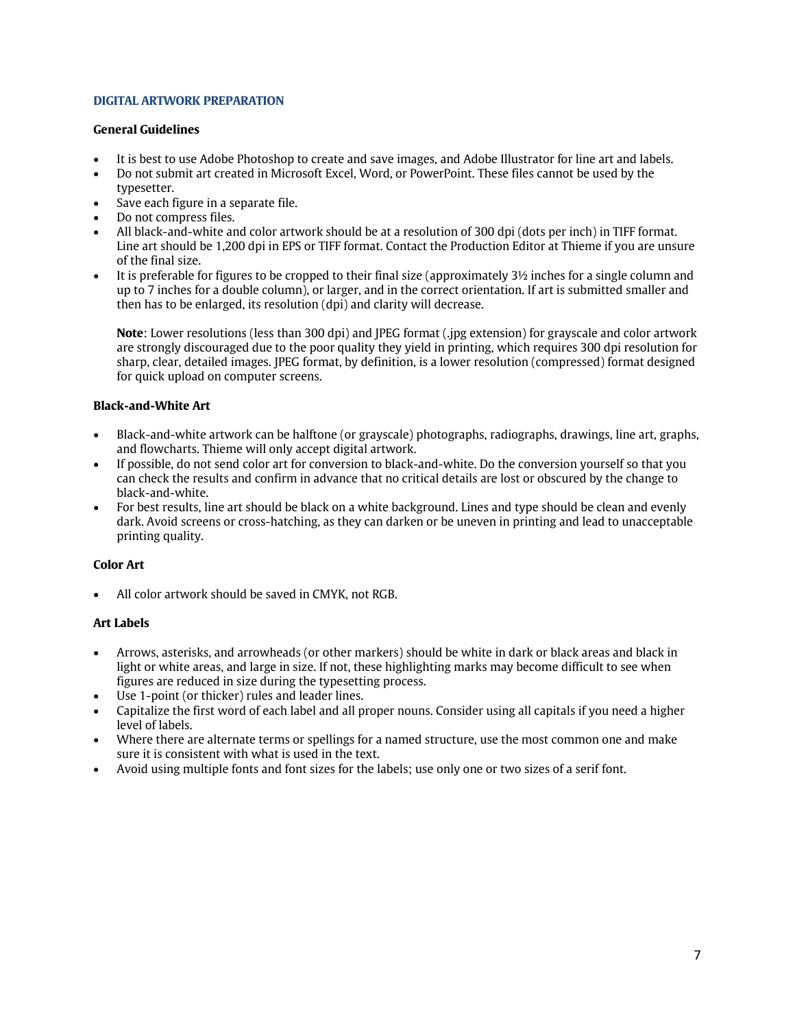## DIGITAL ARTWORK PREPARATION

### General Guidelines

- It is best to use Adobe Photoshop to create and save images, and Adobe Illustrator for line art and labels.
- Do not submit art created in Microsoft Excel, Word, or PowerPoint. These files cannot be used by the typesetter.
- Save each figure in a separate file.
- Do not compress files.
- All black-and-white and color artwork should be at a resolution of 300 dpi (dots per inch) in TIFF format. Line art should be 1,200 dpi in EPS or TIFF format. Contact the Production Editor at Thieme if you are unsure of the final size.
- It is preferable for figures to be cropped to their final size (approximately 3½ inches for a single column and up to 7 inches for a double column), or larger, and in the correct orientation. If art is submitted smaller and then has to be enlarged, its resolution (dpi) and clarity will decrease.

  **Note**: Lower resolutions (less than 300 dpi) and JPEG format (.jpg extension) for grayscale and color artwork are strongly discouraged due to the poor quality they yield in printing, which requires 300 dpi resolution for sharp, clear, detailed images. JPEG format, by definition, is a lower resolution (compressed) format designed for quick upload on computer screens.

### Black-and-White Art

- Black-and-white artwork can be halftone (or grayscale) photographs, radiographs, drawings, line art, graphs, and flowcharts. Thieme will only accept digital artwork.
- If possible, do not send color art for conversion to black-and-white. Do the conversion yourself so that you can check the results and confirm in advance that no critical details are lost or obscured by the change to black-and-white.
- For best results, line art should be black on a white background. Lines and type should be clean and evenly dark. Avoid screens or cross-hatching, as they can darken or be uneven in printing and lead to unacceptable printing quality.

### Color Art

- All color artwork should be saved in CMYK, not RGB.

### Art Labels

- Arrows, asterisks, and arrowheads (or other markers) should be white in dark or black areas and black in light or white areas, and large in size. If not, these highlighting marks may become difficult to see when figures are reduced in size during the typesetting process.
- Use 1-point (or thicker) rules and leader lines.
- Capitalize the first word of each label and all proper nouns. Consider using all capitals if you need a higher level of labels.
- Where there are alternate terms or spellings for a named structure, use the most common one and make sure it is consistent with what is used in the text.
- Avoid using multiple fonts and font sizes for the labels; use only one or two sizes of a serif font.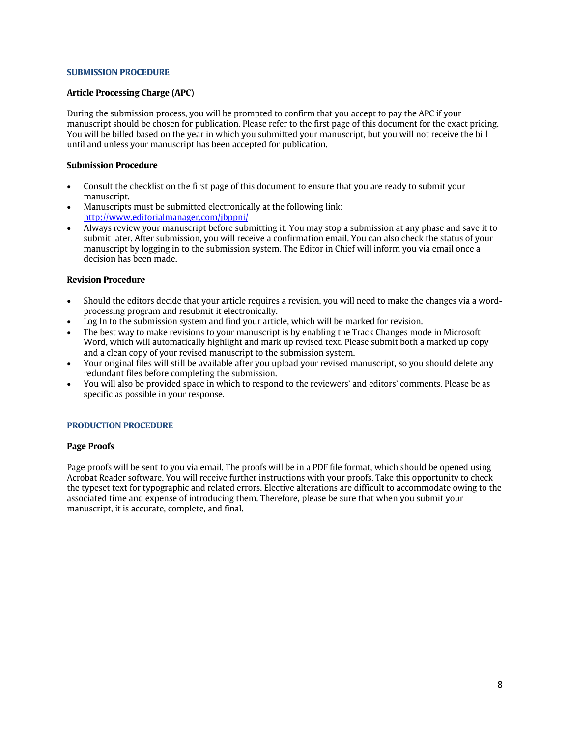## SUBMISSION PROCEDURE

### Article Processing Charge (APC)

During the submission process, you will be prompted to confirm that you accept to pay the APC if your manuscript should be chosen for publication. Please refer to the first page of this document for the exact pricing. You will be billed based on the year in which you submitted your manuscript, but you will not receive the bill until and unless your manuscript has been accepted for publication.

### Submission Procedure

- Consult the checklist on the first page of this document to ensure that you are ready to submit your manuscript.
- Manuscripts must be submitted electronically at the following link: [http://www.editorialmanager.com/jbppni/](http://www.editorialmanager.com/jbppni/)
- Always review your manuscript before submitting it. You may stop a submission at any phase and save it to submit later. After submission, you will receive a confirmation email. You can also check the status of your manuscript by logging in to the submission system. The Editor in Chief will inform you via email once a decision has been made.

### Revision Procedure

- Should the editors decide that your article requires a revision, you will need to make the changes via a word-processing program and resubmit it electronically.
- Log In to the submission system and find your article, which will be marked for revision.
- The best way to make revisions to your manuscript is by enabling the Track Changes mode in Microsoft Word, which will automatically highlight and mark up revised text. Please submit both a marked up copy and a clean copy of your revised manuscript to the submission system.
- Your original files will still be available after you upload your revised manuscript, so you should delete any redundant files before completing the submission.
- You will also be provided space in which to respond to the reviewers' and editors' comments. Please be as specific as possible in your response.

## PRODUCTION PROCEDURE

### Page Proofs

Page proofs will be sent to you via email. The proofs will be in a PDF file format, which should be opened using Acrobat Reader software. You will receive further instructions with your proofs. Take this opportunity to check the typeset text for typographic and related errors. Elective alterations are difficult to accommodate owing to the associated time and expense of introducing them. Therefore, please be sure that when you submit your manuscript, it is accurate, complete, and final.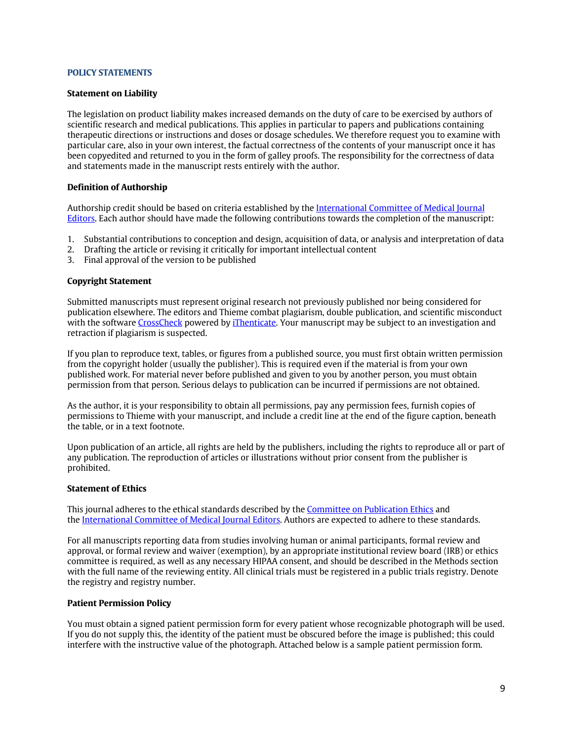## POLICY STATEMENTS

### Statement on Liability

The legislation on product liability makes increased demands on the duty of care to be exercised by authors of scientific research and medical publications. This applies in particular to papers and publications containing therapeutic directions or instructions and doses or dosage schedules. We therefore request you to examine with particular care, also in your own interest, the factual correctness of the contents of your manuscript once it has been copyedited and returned to you in the form of galley proofs. The responsibility for the correctness of data and statements made in the manuscript rests entirely with the author.

### Definition of Authorship

Authorship credit should be based on criteria established by the International Committee of Medical Journal Editors. Each author should have made the following contributions towards the completion of the manuscript:

1. Substantial contributions to conception and design, acquisition of data, or analysis and interpretation of data
2. Drafting the article or revising it critically for important intellectual content
3. Final approval of the version to be published

### Copyright Statement

Submitted manuscripts must represent original research not previously published nor being considered for publication elsewhere. The editors and Thieme combat plagiarism, double publication, and scientific misconduct with the software CrossCheck powered by iThenticate. Your manuscript may be subject to an investigation and retraction if plagiarism is suspected.

If you plan to reproduce text, tables, or figures from a published source, you must first obtain written permission from the copyright holder (usually the publisher). This is required even if the material is from your own published work. For material never before published and given to you by another person, you must obtain permission from that person. Serious delays to publication can be incurred if permissions are not obtained.

As the author, it is your responsibility to obtain all permissions, pay any permission fees, furnish copies of permissions to Thieme with your manuscript, and include a credit line at the end of the figure caption, beneath the table, or in a text footnote.

Upon publication of an article, all rights are held by the publishers, including the rights to reproduce all or part of any publication. The reproduction of articles or illustrations without prior consent from the publisher is prohibited.

### Statement of Ethics

This journal adheres to the ethical standards described by the Committee on Publication Ethics and the International Committee of Medical Journal Editors. Authors are expected to adhere to these standards.

For all manuscripts reporting data from studies involving human or animal participants, formal review and approval, or formal review and waiver (exemption), by an appropriate institutional review board (IRB) or ethics committee is required, as well as any necessary HIPAA consent, and should be described in the Methods section with the full name of the reviewing entity. All clinical trials must be registered in a public trials registry. Denote the registry and registry number.

### Patient Permission Policy

You must obtain a signed patient permission form for every patient whose recognizable photograph will be used. If you do not supply this, the identity of the patient must be obscured before the image is published; this could interfere with the instructive value of the photograph. Attached below is a sample patient permission form.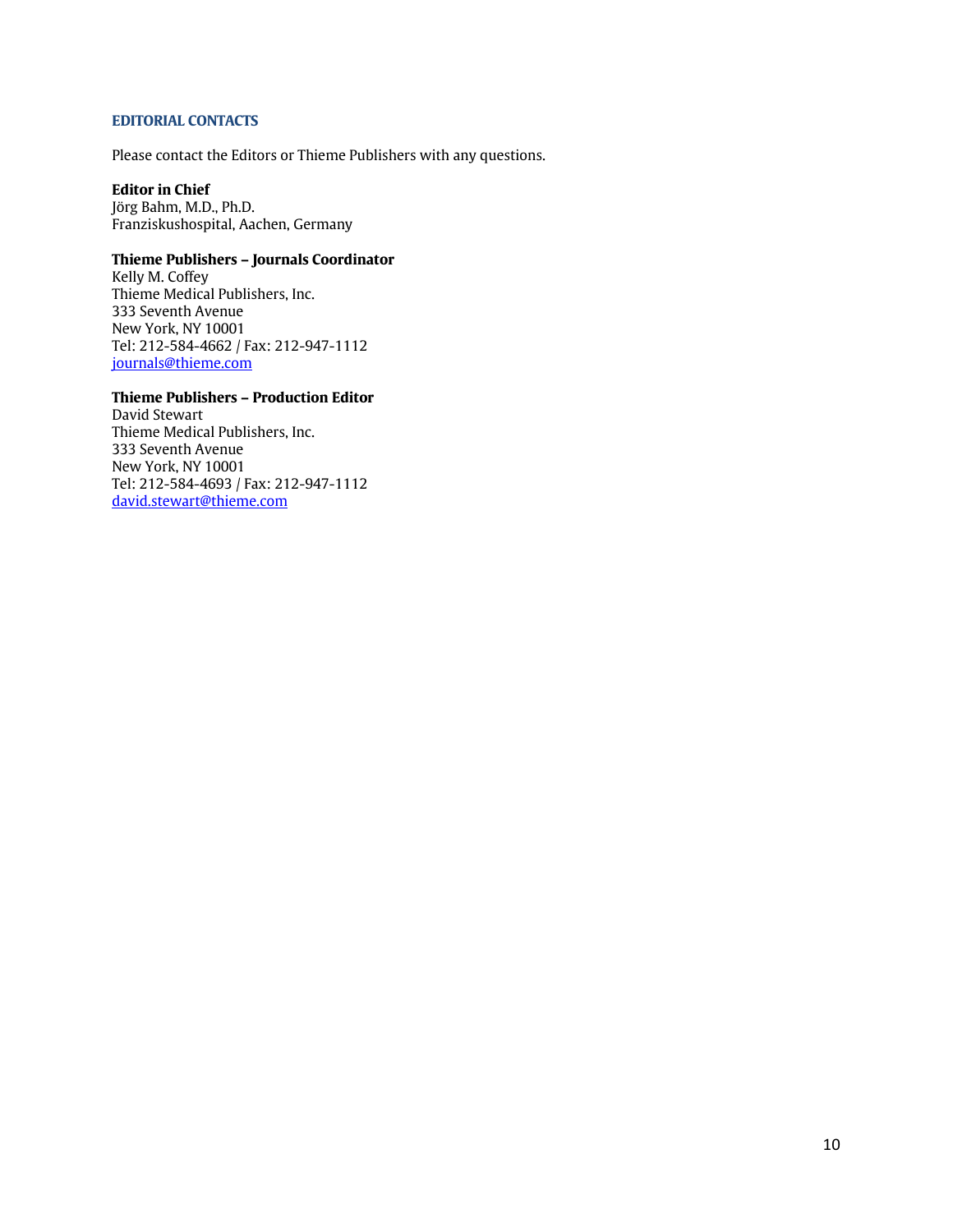## EDITORIAL CONTACTS

Please contact the Editors or Thieme Publishers with any questions.

**Editor in Chief**
Jörg Bahm, M.D., Ph.D.
Franziskushospital, Aachen, Germany

**Thieme Publishers – Journals Coordinator**
Kelly M. Coffey
Thieme Medical Publishers, Inc.
333 Seventh Avenue
New York, NY 10001
Tel: 212-584-4662 / Fax: 212-947-1112
journals@thieme.com

**Thieme Publishers – Production Editor**
David Stewart
Thieme Medical Publishers, Inc.
333 Seventh Avenue
New York, NY 10001
Tel: 212-584-4693 / Fax: 212-947-1112
david.stewart@thieme.com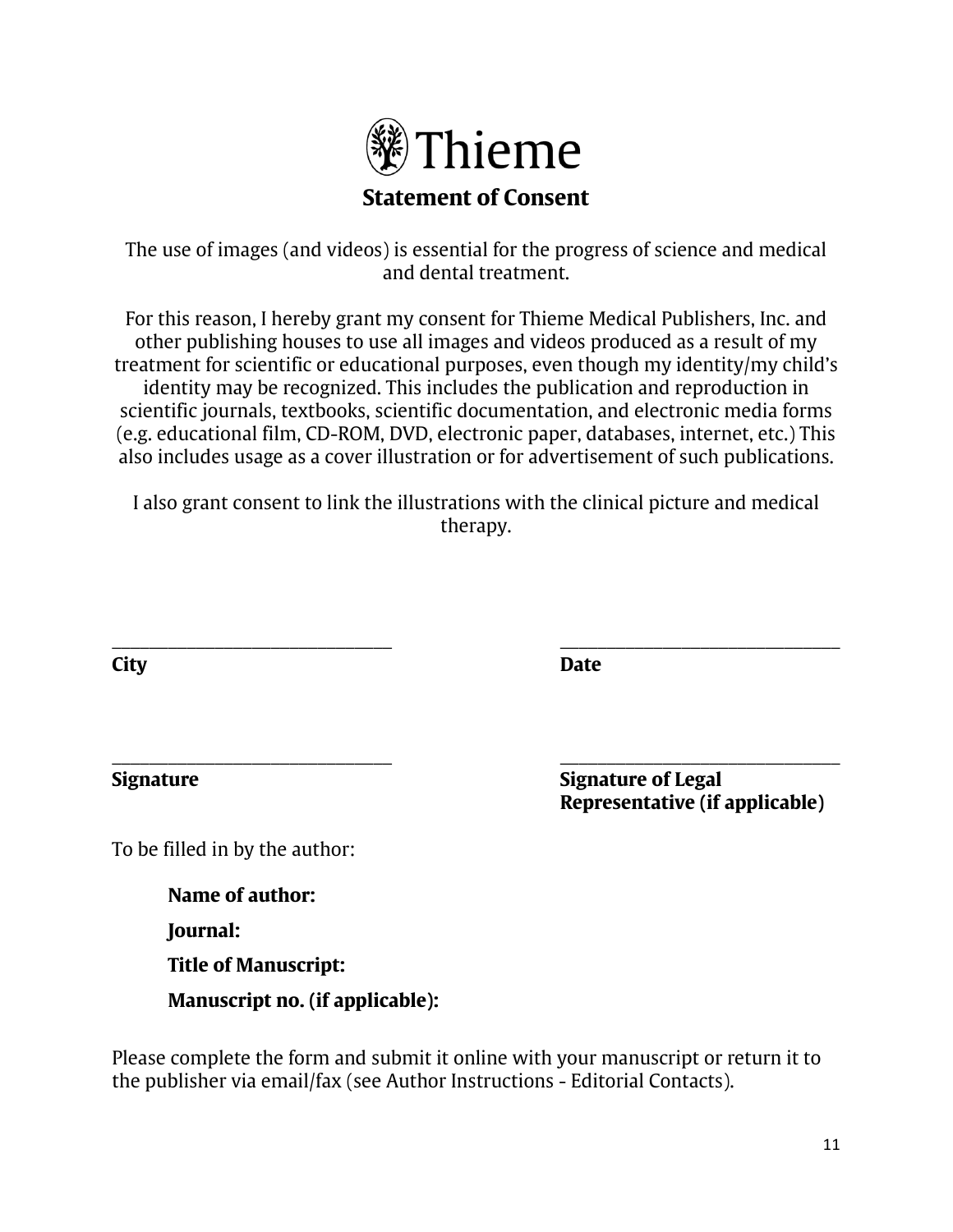# Thieme

## Statement of Consent

The use of images (and videos) is essential for the progress of science and medical and dental treatment.

For this reason, I hereby grant my consent for Thieme Medical Publishers, Inc. and other publishing houses to use all images and videos produced as a result of my treatment for scientific or educational purposes, even though my identity/my child's identity may be recognized. This includes the publication and reproduction in scientific journals, textbooks, scientific documentation, and electronic media forms (e.g. educational film, CD-ROM, DVD, electronic paper, databases, internet, etc.) This also includes usage as a cover illustration or for advertisement of such publications.

I also grant consent to link the illustrations with the clinical picture and medical therapy.

\_\_\_\_\_\_\_\_\_\_\_\_\_\_\_\_\_\_\_\_\_\_\_\_\_\_\_\_\_\_\_\_
**City**

\_\_\_\_\_\_\_\_\_\_\_\_\_\_\_\_\_\_\_\_\_\_\_\_\_\_\_\_\_\_\_\_
**Date**

\_\_\_\_\_\_\_\_\_\_\_\_\_\_\_\_\_\_\_\_\_\_\_\_\_\_\_\_\_\_\_\_
**Signature**

\_\_\_\_\_\_\_\_\_\_\_\_\_\_\_\_\_\_\_\_\_\_\_\_\_\_\_\_\_\_\_\_
**Signature of Legal Representative (if applicable)**

To be filled in by the author:

**Name of author:**

**Journal:**

**Title of Manuscript:**

**Manuscript no. (if applicable):**

Please complete the form and submit it online with your manuscript or return it to the publisher via email/fax (see Author Instructions - Editorial Contacts).